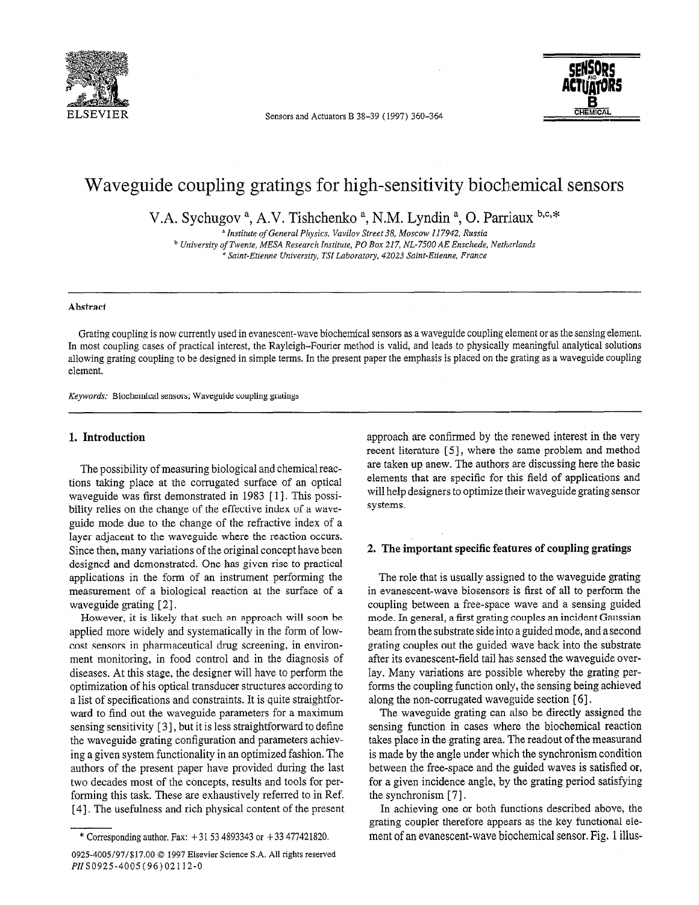# Waveguide coupling gratings for high-sensitivity biochemical sensors

V.A. Sychugov [a], A.V. Tishchenko [a], N.M. Lyndin [a], O. Parriaux [b,c,*]

[a] *Institute of General Physics, Vavilov Street 38, Moscow 117942, Russia*
[b] *University of Twente, MESA Research Institute, PO Box 217, NL-7500 AE Enschede, Netherlands*
[c] *Saint-Etienne University, TSI Laboratory, 42023 Saint-Etienne, France*

## Abstract

Grating coupling is now currently used in evanescent-wave biochemical sensors as a waveguide coupling element or as the sensing element. In most coupling cases of practical interest, the Rayleigh–Fourier method is valid, and leads to physically meaningful analytical solutions allowing grating coupling to be designed in simple terms. In the present paper the emphasis is placed on the grating as a waveguide coupling element.

*Keywords:* Biochemical sensors; Waveguide coupling gratings

## 1. Introduction

The possibility of measuring biological and chemical reactions taking place at the corrugated surface of an optical waveguide was first demonstrated in 1983 [1]. This possibility relies on the change of the effective index of a waveguide mode due to the change of the refractive index of a layer adjacent to the waveguide where the reaction occurs. Since then, many variations of the original concept have been designed and demonstrated. One has given rise to practical applications in the form of an instrument performing the measurement of a biological reaction at the surface of a waveguide grating [2].

However, it is likely that such an approach will soon be applied more widely and systematically in the form of low-cost sensors in pharmaceutical drug screening, in environment monitoring, in food control and in the diagnosis of diseases. At this stage, the designer will have to perform the optimization of his optical transducer structures according to a list of specifications and constraints. It is quite straightforward to find out the waveguide parameters for a maximum sensing sensitivity [3], but it is less straightforward to define the waveguide grating configuration and parameters achieving a given system functionality in an optimized fashion. The authors of the present paper have provided during the last two decades most of the concepts, results and tools for performing this task. These are exhaustively referred to in Ref. [4]. The usefulness and rich physical content of the present approach are confirmed by the renewed interest in the very recent literature [5], where the same problem and method are taken up anew. The authors are discussing here the basic elements that are specific for this field of applications and will help designers to optimize their waveguide grating sensor systems.

## 2. The important specific features of coupling gratings

The role that is usually assigned to the waveguide grating in evanescent-wave biosensors is first of all to perform the coupling between a free-space wave and a sensing guided mode. In general, a first grating couples an incident Gaussian beam from the substrate side into a guided mode, and a second grating couples out the guided wave back into the substrate after its evanescent-field tail has sensed the waveguide overlay. Many variations are possible whereby the grating performs the coupling function only, the sensing being achieved along the non-corrugated waveguide section [6].

The waveguide grating can also be directly assigned the sensing function in cases where the biochemical reaction takes place in the grating area. The readout of the measurand is made by the angle under which the synchronism condition between the free-space and the guided waves is satisfied or, for a given incidence angle, by the grating period satisfying the synchronism [7].

In achieving one or both functions described above, the grating coupler therefore appears as the key functional element of an evanescent-wave biochemical sensor. Fig. 1 illus-

\* Corresponding author. Fax: +31 53 4893343 or +33 477421820.

0925-4005/97/$17.00 © 1997 Elsevier Science S.A. All rights reserved
*PII* S0925-4005(96)02112-0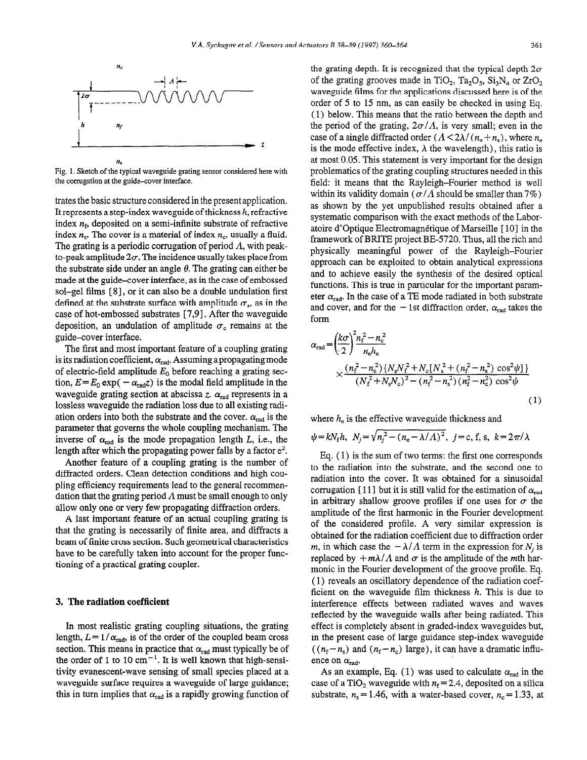Fig. 1. Sketch of the typical waveguide grating sensor considered here with the corrugation at the guide–cover interface.

trates the basic structure considered in the present application. It represents a step-index waveguide of thickness $h$, refractive index $n_f$, deposited on a semi-infinite substrate of refractive index $n_s$. The cover is a material of index $n_c$, usually a fluid. The grating is a periodic corrugation of period $\Lambda$, with peak-to-peak amplitude $2\sigma$. The incidence usually takes place from the substrate side under an angle $\theta$. The grating can either be made at the guide–cover interface, as in the case of embossed sol-gel films [8], or it can also be a double undulation first defined at the substrate surface with amplitude $\sigma_s$, as in the case of hot-embossed substrates [7,9]. After the waveguide deposition, an undulation of amplitude $\sigma_c$ remains at the guide–cover interface.

The first and most important feature of a coupling grating is its radiation coefficient, $\alpha_{rad}$. Assuming a propagating mode of electric-field amplitude $E_0$ before reaching a grating section, $E = E_0 \exp(-\alpha_{rad} z)$ is the modal field amplitude in the waveguide grating section at abscissa $z$. $\alpha_{rad}$ represents in a lossless waveguide the radiation loss due to all existing radiation orders into both the substrate and the cover. $\alpha_{rad}$ is the parameter that governs the whole coupling mechanism. The inverse of $\alpha_{rad}$ is the mode propagation length $L$, i.e., the length after which the propagating power falls by a factor $e^2$.

Another feature of a coupling grating is the number of diffracted orders. Clean detection conditions and high coupling efficiency requirements lead to the general recommendation that the grating period $\Lambda$ must be small enough to only allow only one or very few propagating diffraction orders.

A last important feature of an actual coupling grating is that the grating is necessarily of finite area, and diffracts a beam of finite cross section. Such geometrical characteristics have to be carefully taken into account for the proper functioning of a practical grating coupler.

## 3. The radiation coefficient

In most realistic grating coupling situations, the grating length, $L = 1/\alpha_{rad}$, is of the order of the coupled beam cross section. This means in practice that $\alpha_{rad}$ must typically be of the order of 1 to 10 $cm^{-1}$. It is well known that high-sensitivity evanescent-wave sensing of small species placed at a waveguide surface requires a waveguide of large guidance; this in turn implies that $\alpha_{rad}$ is a rapidly growing function of the grating depth. It is recognized that the typical depth $2\sigma$ of the grating grooves made in $TiO_2$, $Ta_2O_5$, $Si_3N_4$ or $ZrO_2$ waveguide films for the applications discussed here is of the order of 5 to 15 nm, as can easily be checked in using Eq. (1) below. This means that the ratio between the depth and the period of the grating, $2\sigma/\Lambda$, is very small; even in the case of a single diffracted order ($\Lambda < 2\lambda/(n_e + n_s)$, where $n_e$ is the mode effective index, $\lambda$ the wavelength), this ratio is at most 0.05. This statement is very important for the design problematics of the grating coupling structures needed in this field: it means that the Rayleigh–Fourier method is well within its validity domain ($\sigma/\Lambda$ should be smaller than 7%) as shown by the yet unpublished results obtained after a systematic comparison with the exact methods of the Laboratoire d'Optique Electromagnétique of Marseille [10] in the framework of BRITE project BE-5720. Thus, all the rich and physically meaningful power of the Rayleigh–Fourier approach can be exploited to obtain analytical expressions and to achieve easily the synthesis of the desired optical functions. This is true in particular for the important parameter $\alpha_{rad}$. In the case of a TE mode radiated in both substrate and cover, and for the $-1$st diffraction order, $\alpha_{rad}$ takes the form

$$\alpha_{rad} = \left(\frac{k\sigma}{2}\right)^2 \frac{n_f^2 - n_e^2}{n_e h_e} \times \frac{(n_f^2 - n_c^2)\{N_s N_f^2 + N_c[N_s^2 + (n_f^2 - n_s^2)\cos^2\psi]\}}{(N_f^2 + N_s N_c)^2 - (n_f^2 - n_s^2)(n_f^2 - n_c^2)\cos^2\psi} \tag{1}$$

where $h_e$ is the effective waveguide thickness and

$\psi = kN_f h$, $N_j = \sqrt{n_j^2 - (n_e - \lambda/\Lambda)^2}$, $j = $ c, f, s, $k = 2\pi/\lambda$

Eq. (1) is the sum of two terms: the first one corresponds to the radiation into the substrate, and the second one to radiation into the cover. It was obtained for a sinusoidal corrugation [11] but it is still valid for the estimation of $\alpha_{rad}$ in arbitrary shallow groove profiles if one uses for $\sigma$ the amplitude of the first harmonic in the Fourier development of the considered profile. A very similar expression is obtained for the radiation coefficient due to diffraction order $m$, in which case the $-\lambda/\Lambda$ term in the expression for $N_j$ is replaced by $+m\lambda/\Lambda$ and $\sigma$ is the amplitude of the $m$th harmonic in the Fourier development of the groove profile. Eq. (1) reveals an oscillatory dependence of the radiation coefficient on the waveguide film thickness $h$. This is due to interference effects between radiated waves and waves reflected by the waveguide walls after being radiated. This effect is completely absent in graded-index waveguides but, in the present case of large guidance step-index waveguide ($(n_f - n_s)$ and $(n_f - n_c)$ large), it can have a dramatic influence on $\alpha_{rad}$.

As an example, Eq. (1) was used to calculate $\alpha_{rad}$ in the case of a $TiO_2$ waveguide with $n_f = 2.4$, deposited on a silica substrate, $n_s = 1.46$, with a water-based cover, $n_c = 1.33$, at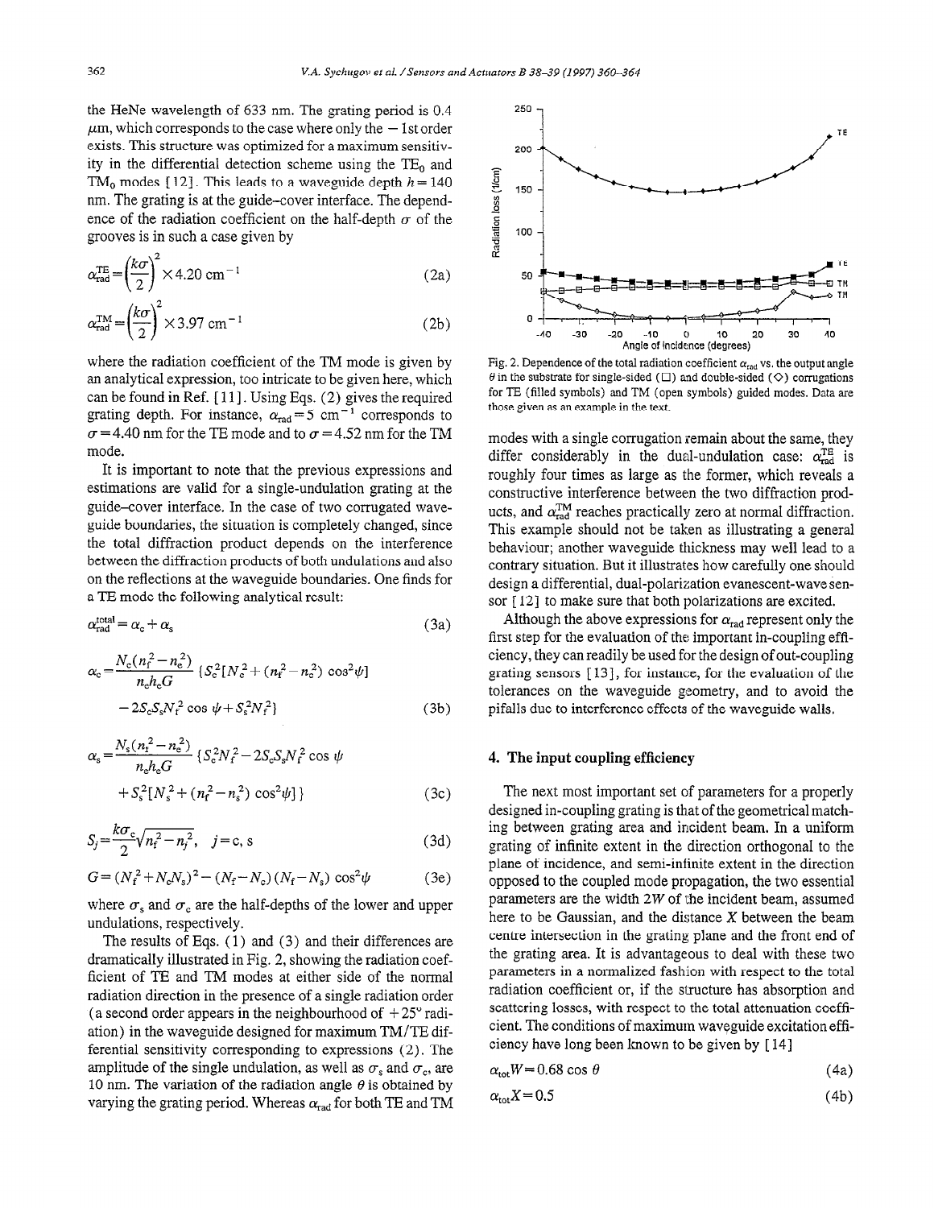the HeNe wavelength of 633 nm. The grating period is 0.4 μm, which corresponds to the case where only the −1st order exists. This structure was optimized for a maximum sensitivity in the differential detection scheme using the $TE_0$ and $TM_0$ modes [12]. This leads to a waveguide depth $h = 140$ nm. The grating is at the guide–cover interface. The dependence of the radiation coefficient on the half-depth $\sigma$ of the grooves is in such a case given by

$$\alpha_{\rm rad}^{\rm TE} = \left(\frac{k\sigma}{2}\right)^2 \times 4.20\ {\rm cm}^{-1} \tag{2a}$$

$$\alpha_{\rm rad}^{\rm TM} = \left(\frac{k\sigma}{2}\right)^2 \times 3.97\ {\rm cm}^{-1} \tag{2b}$$

where the radiation coefficient of the TM mode is given by an analytical expression, too intricate to be given here, which can be found in Ref. [11]. Using Eqs. (2) gives the required grating depth. For instance, $\alpha_{\rm rad} = 5$ cm$^{-1}$ corresponds to $\sigma = 4.40$ nm for the TE mode and to $\sigma = 4.52$ nm for the TM mode.

It is important to note that the previous expressions and estimations are valid for a single-undulation grating at the guide–cover interface. In the case of two corrugated waveguide boundaries, the situation is completely changed, since the total diffraction product depends on the interference between the diffraction products of both undulations and also on the reflections at the waveguide boundaries. One finds for a TE mode the following analytical result:

$$\alpha_{\rm rad}^{\rm total} = \alpha_{\rm c} + \alpha_{\rm s} \tag{3a}$$

$$\alpha_{\rm c} = \frac{N_{\rm c}(n_{\rm f}^2 - n_{\rm c}^2)}{n_{\rm c} h_{\rm e} G}\{S_{\rm c}^2[N_{\rm c}^2 + (n_{\rm f}^2 - n_{\rm c}^2)\cos^2\psi] - 2S_{\rm c}S_{\rm s}N_{\rm f}^2\cos\psi + S_{\rm s}^2 N_{\rm f}^2\} \tag{3b}$$

$$\alpha_{\rm s} = \frac{N_{\rm s}(n_{\rm f}^2 - n_{\rm c}^2)}{n_{\rm c} h_{\rm e} G}\{S_{\rm c}^2 N_{\rm f}^2 - 2S_{\rm c}S_{\rm s}N_{\rm f}^2\cos\psi + S_{\rm s}^2[N_{\rm s}^2 + (n_{\rm f}^2 - n_{\rm s}^2)\cos^2\psi]\} \tag{3c}$$

$$S_j = \frac{k\sigma_{\rm c}}{2}\sqrt{n_{\rm f}^2 - n_j^2}, \quad j = {\rm c, s} \tag{3d}$$

$$G = (N_{\rm f}^2 + N_{\rm c}N_{\rm s})^2 - (N_{\rm f} - N_{\rm c})(N_{\rm f} - N_{\rm s})\cos^2\psi \tag{3e}$$

where $\sigma_{\rm s}$ and $\sigma_{\rm c}$ are the half-depths of the lower and upper undulations, respectively.

The results of Eqs. (1) and (3) and their differences are dramatically illustrated in Fig. 2, showing the radiation coefficient of TE and TM modes at either side of the normal radiation direction in the presence of a single radiation order (a second order appears in the neighbourhood of +25° radiation) in the waveguide designed for maximum TM/TE differential sensitivity corresponding to expressions (2). The amplitude of the single undulation, as well as $\sigma_{\rm s}$ and $\sigma_{\rm c}$, are 10 nm. The variation of the radiation angle $\theta$ is obtained by varying the grating period. Whereas $\alpha_{\rm rad}$ for both TE and TM modes with a single corrugation remain about the same, they differ considerably in the dual-undulation case: $\alpha_{\rm rad}^{\rm TE}$ is roughly four times as large as the former, which reveals a constructive interference between the two diffraction products, and $\alpha_{\rm rad}^{\rm TM}$ reaches practically zero at normal diffraction. This example should not be taken as illustrating a general behaviour; another waveguide thickness may well lead to a contrary situation. But it illustrates how carefully one should design a differential, dual-polarization evanescent-wave sensor [12] to make sure that both polarizations are excited.

Fig. 2. Dependence of the total radiation coefficient $\alpha_{\rm rad}$ vs. the output angle $\theta$ in the substrate for single-sided (□) and double-sided (◇) corrugations for TE (filled symbols) and TM (open symbols) guided modes. Data are those given as an example in the text.

Although the above expressions for $\alpha_{\rm rad}$ represent only the first step for the evaluation of the important in-coupling efficiency, they can readily be used for the design of out-coupling grating sensors [13], for instance, for the evaluation of the tolerances on the waveguide geometry, and to avoid the pitfalls due to interference effects of the waveguide walls.

## 4. The input coupling efficiency

The next most important set of parameters for a properly designed in-coupling grating is that of the geometrical matching between grating area and incident beam. In a uniform grating of infinite extent in the direction orthogonal to the plane of incidence, and semi-infinite extent in the direction opposed to the coupled mode propagation, the two essential parameters are the width $2W$ of the incident beam, assumed here to be Gaussian, and the distance $X$ between the beam centre intersection in the grating plane and the front end of the grating area. It is advantageous to deal with these two parameters in a normalized fashion with respect to the total radiation coefficient or, if the structure has absorption and scattering losses, with respect to the total attenuation coefficient. The conditions of maximum waveguide excitation efficiency have long been known to be given by [14]

$$\alpha_{\rm tot} W = 0.68\cos\theta \tag{4a}$$

$$\alpha_{\rm tot} X = 0.5 \tag{4b}$$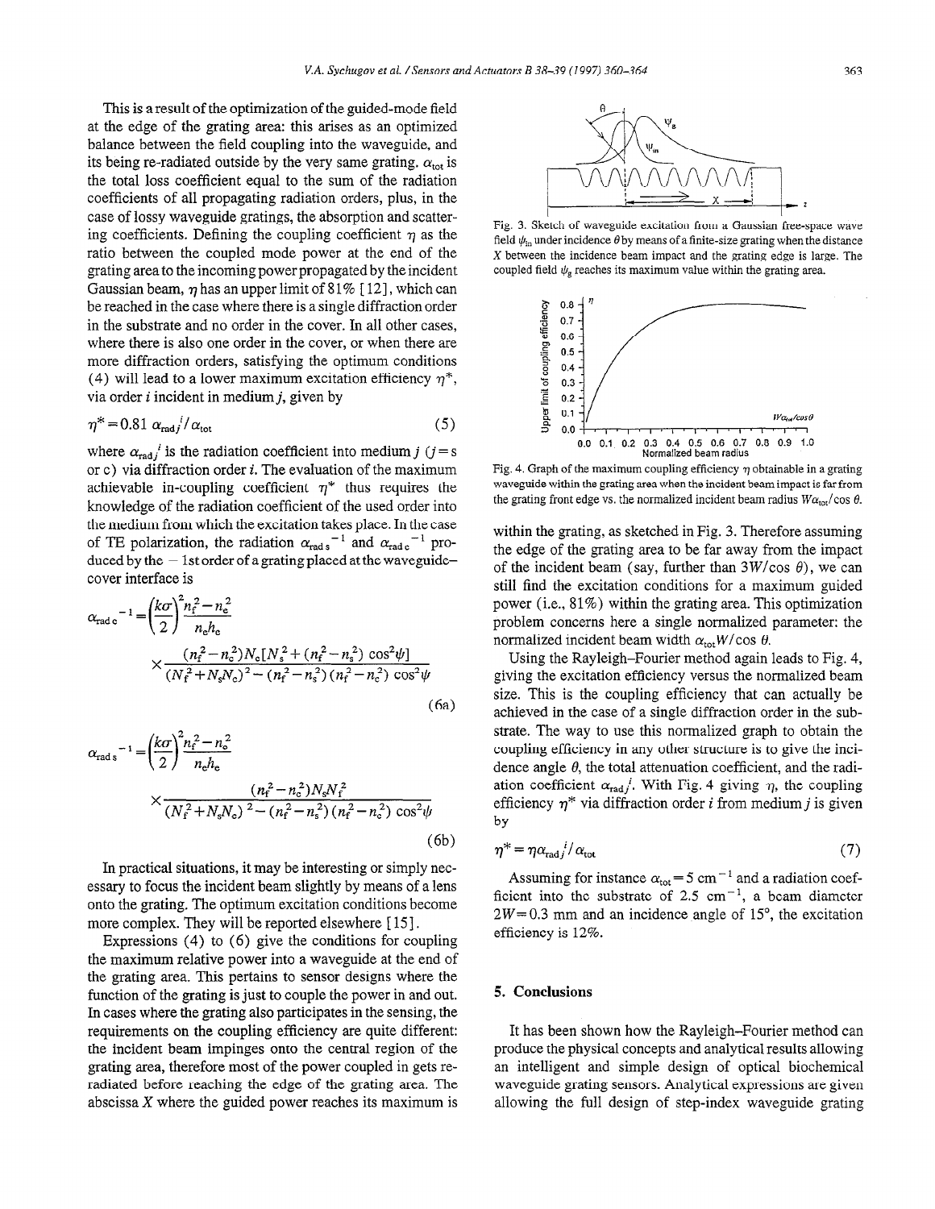This is a result of the optimization of the guided-mode field at the edge of the grating area: this arises as an optimized balance between the field coupling into the waveguide, and its being re-radiated outside by the very same grating. $\alpha_{tot}$ is the total loss coefficient equal to the sum of the radiation coefficients of all propagating radiation orders, plus, in the case of lossy waveguide gratings, the absorption and scattering coefficients. Defining the coupling coefficient $\eta$ as the ratio between the coupled mode power at the end of the grating area to the incoming power propagated by the incident Gaussian beam, $\eta$ has an upper limit of 81% [12], which can be reached in the case where there is a single diffraction order in the substrate and no order in the cover. In all other cases, where there is also one order in the cover, or when there are more diffraction orders, satisfying the optimum conditions (4) will lead to a lower maximum excitation efficiency $\eta^*$, via order $i$ incident in medium $j$, given by

$$\eta^* = 0.81\ \alpha_{radj}{}^i/\alpha_{tot} \tag{5}$$

where $\alpha_{radj}{}^i$ is the radiation coefficient into medium $j$ ($j$ = s or c) via diffraction order $i$. The evaluation of the maximum achievable in-coupling coefficient $\eta^*$ thus requires the knowledge of the radiation coefficient of the used order into the medium from which the excitation takes place. In the case of TE polarization, the radiation $\alpha_{rad\,s}{}^{-1}$ and $\alpha_{rad\,c}{}^{-1}$ produced by the $-1$st order of a grating placed at the waveguide–cover interface is

$$\alpha_{rad\,c}{}^{-1} = \left(\frac{k\sigma}{2}\right)^2 \frac{n_f^2 - n_c^2}{n_e h_e} \times \frac{(n_f^2 - n_c^2) N_c [N_s^2 + (n_f^2 - n_s^2)\cos^2\psi]}{(N_f^2 + N_s N_c)^2 - (n_f^2 - n_s^2)(n_f^2 - n_c^2)\cos^2\psi} \tag{6a}$$

$$\alpha_{rad\,s}{}^{-1} = \left(\frac{k\sigma}{2}\right)^2 \frac{n_f^2 - n_c^2}{n_e h_e} \times \frac{(n_f^2 - n_c^2) N_s N_f^2}{(N_f^2 + N_s N_c)^2 - (n_f^2 - n_s^2)(n_f^2 - n_c^2)\cos^2\psi} \tag{6b}$$

In practical situations, it may be interesting or simply necessary to focus the incident beam slightly by means of a lens onto the grating. The optimum excitation conditions become more complex. They will be reported elsewhere [15].

Expressions (4) to (6) give the conditions for coupling the maximum relative power into a waveguide at the end of the grating area. This pertains to sensor designs where the function of the grating is just to couple the power in and out. In cases where the grating also participates in the sensing, the requirements on the coupling efficiency are quite different: the incident beam impinges onto the central region of the grating area, therefore most of the power coupled in gets re-radiated before reaching the edge of the grating area. The abscissa $X$ where the guided power reaches its maximum is within the grating, as sketched in Fig. 3. Therefore assuming the edge of the grating area to be far away from the impact of the incident beam (say, further than $3W/\cos\theta$), we can still find the excitation conditions for a maximum guided power (i.e., 81%) within the grating area. This optimization problem concerns here a single normalized parameter: the normalized incident beam width $\alpha_{tot}W/\cos\theta$.

Fig. 3. Sketch of waveguide excitation from a Gaussian free-space wave field $\psi_{in}$ under incidence $\theta$ by means of a finite-size grating when the distance $X$ between the incidence beam impact and the grating edge is large. The coupled field $\psi_g$ reaches its maximum value within the grating area.

Fig. 4. Graph of the maximum coupling efficiency $\eta$ obtainable in a grating waveguide within the grating area when the incident beam impact is far from the grating front edge vs. the normalized incident beam radius $W\alpha_{tot}/\cos\theta$.

Using the Rayleigh–Fourier method again leads to Fig. 4, giving the excitation efficiency versus the normalized beam size. This is the coupling efficiency that can actually be achieved in the case of a single diffraction order in the substrate. The way to use this normalized graph to obtain the coupling efficiency in any other structure is to give the incidence angle $\theta$, the total attenuation coefficient, and the radiation coefficient $\alpha_{radj}{}^i$. With Fig. 4 giving $\eta$, the coupling efficiency $\eta^*$ via diffraction order $i$ from medium $j$ is given by

$$\eta^* = \eta\alpha_{radj}{}^i/\alpha_{tot} \tag{7}$$

Assuming for instance $\alpha_{tot} = 5\ \text{cm}^{-1}$ and a radiation coefficient into the substrate of $2.5\ \text{cm}^{-1}$, a beam diameter $2W = 0.3$ mm and an incidence angle of 15°, the excitation efficiency is 12%.

## 5. Conclusions

It has been shown how the Rayleigh–Fourier method can produce the physical concepts and analytical results allowing an intelligent and simple design of optical biochemical waveguide grating sensors. Analytical expressions are given allowing the full design of step-index waveguide grating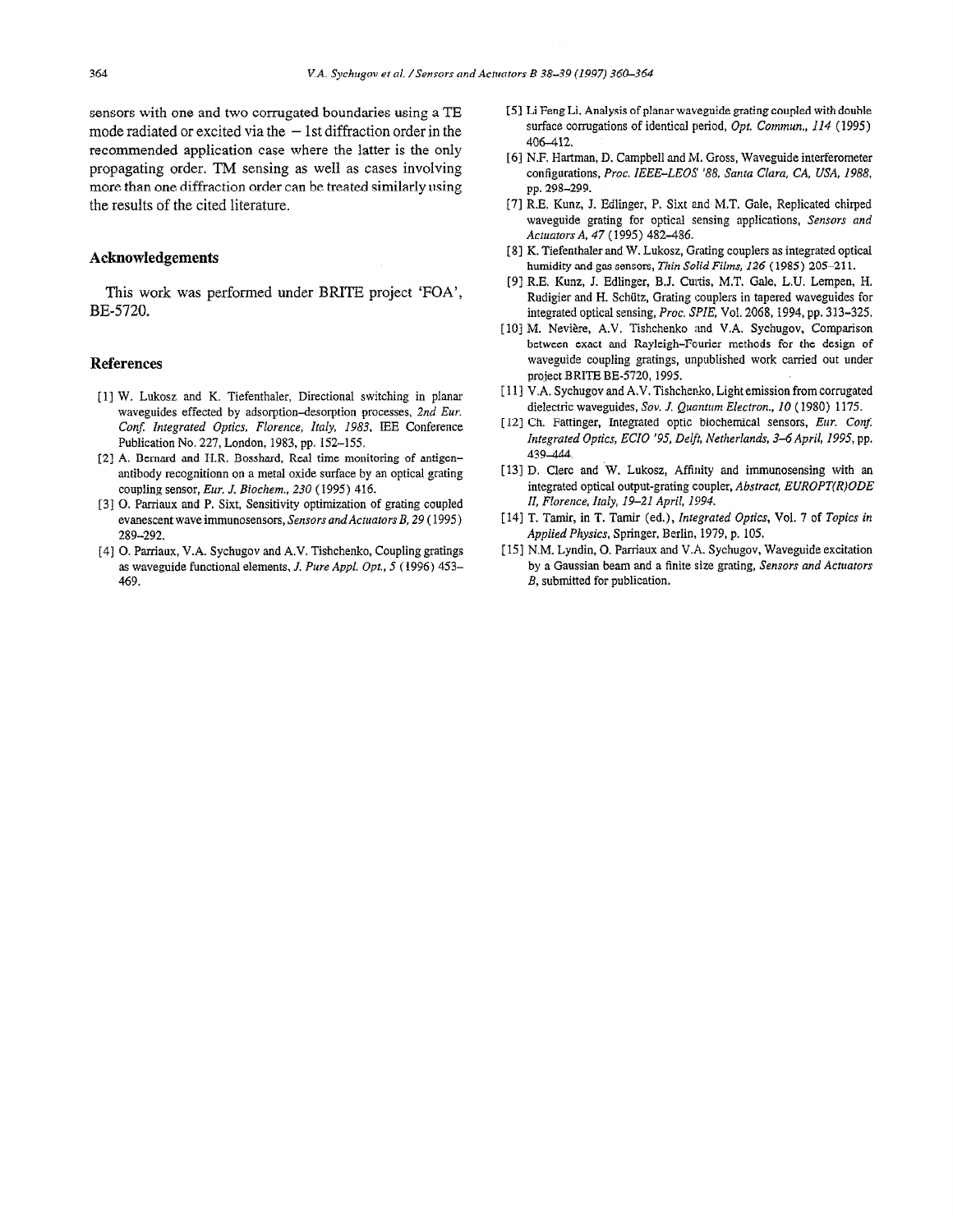sensors with one and two corrugated boundaries using a TE mode radiated or excited via the $-1$st diffraction order in the recommended application case where the latter is the only propagating order. TM sensing as well as cases involving more than one diffraction order can be treated similarly using the results of the cited literature.

## Acknowledgements

This work was performed under BRITE project 'FOA', BE-5720.

## References

[1] W. Lukosz and K. Tiefenthaler, Directional switching in planar waveguides effected by adsorption–desorption processes, *2nd Eur. Conf. Integrated Optics, Florence, Italy, 1983*, IEE Conference Publication No. 227, London, 1983, pp. 152–155.

[2] A. Bernard and H.R. Bosshard, Real time monitoring of antigen–antibody recognitionn on a metal oxide surface by an optical grating coupling sensor, *Eur. J. Biochem., 230* (1995) 416.

[3] O. Parriaux and P. Sixt, Sensitivity optimization of grating coupled evanescent wave immunosensors, *Sensors and Actuators B, 29* (1995) 289–292.

[4] O. Parriaux, V.A. Sychugov and A.V. Tishchenko, Coupling gratings as waveguide functional elements, *J. Pure Appl. Opt., 5* (1996) 453–469.

[5] Li Feng Li, Analysis of planar waveguide grating coupled with double surface corrugations of identical period, *Opt. Commun., 114* (1995) 406–412.

[6] N.F. Hartman, D. Campbell and M. Gross, Waveguide interferometer configurations, *Proc. IEEE-LEOS '88, Santa Clara, CA, USA, 1988*, pp. 298–299.

[7] R.E. Kunz, J. Edlinger, P. Sixt and M.T. Gale, Replicated chirped waveguide grating for optical sensing applications, *Sensors and Actuators A, 47* (1995) 482–486.

[8] K. Tiefenthaler and W. Lukosz, Grating couplers as integrated optical humidity and gas sensors, *Thin Solid Films, 126* (1985) 205–211.

[9] R.E. Kunz, J. Edlinger, B.J. Curtis, M.T. Gale, L.U. Lempen, H. Rudigier and H. Schütz, Grating couplers in tapered waveguides for integrated optical sensing, *Proc. SPIE*, Vol. 2068, 1994, pp. 313–325.

[10] M. Nevière, A.V. Tishchenko and V.A. Sychugov, Comparison between exact and Rayleigh–Fourier methods for the design of waveguide coupling gratings, unpublished work carried out under project BRITE BE-5720, 1995.

[11] V.A. Sychugov and A.V. Tishchenko, Light emission from corrugated dielectric waveguides, *Sov. J. Quantum Electron., 10* (1980) 1175.

[12] Ch. Fattinger, Integrated optic biochemical sensors, *Eur. Conf. Integrated Optics, ECIO '95, Delft, Netherlands, 3–6 April, 1995*, pp. 439–444.

[13] D. Clerc and W. Lukosz, Affinity and immunosensing with an integrated optical output-grating coupler, *Abstract, EUROPT(R)ODE II, Florence, Italy, 19–21 April, 1994*.

[14] T. Tamir, in T. Tamir (ed.), *Integrated Optics*, Vol. 7 of *Topics in Applied Physics*, Springer, Berlin, 1979, p. 105.

[15] N.M. Lyndin, O. Parriaux and V.A. Sychugov, Waveguide excitation by a Gaussian beam and a finite size grating, *Sensors and Actuators B*, submitted for publication.